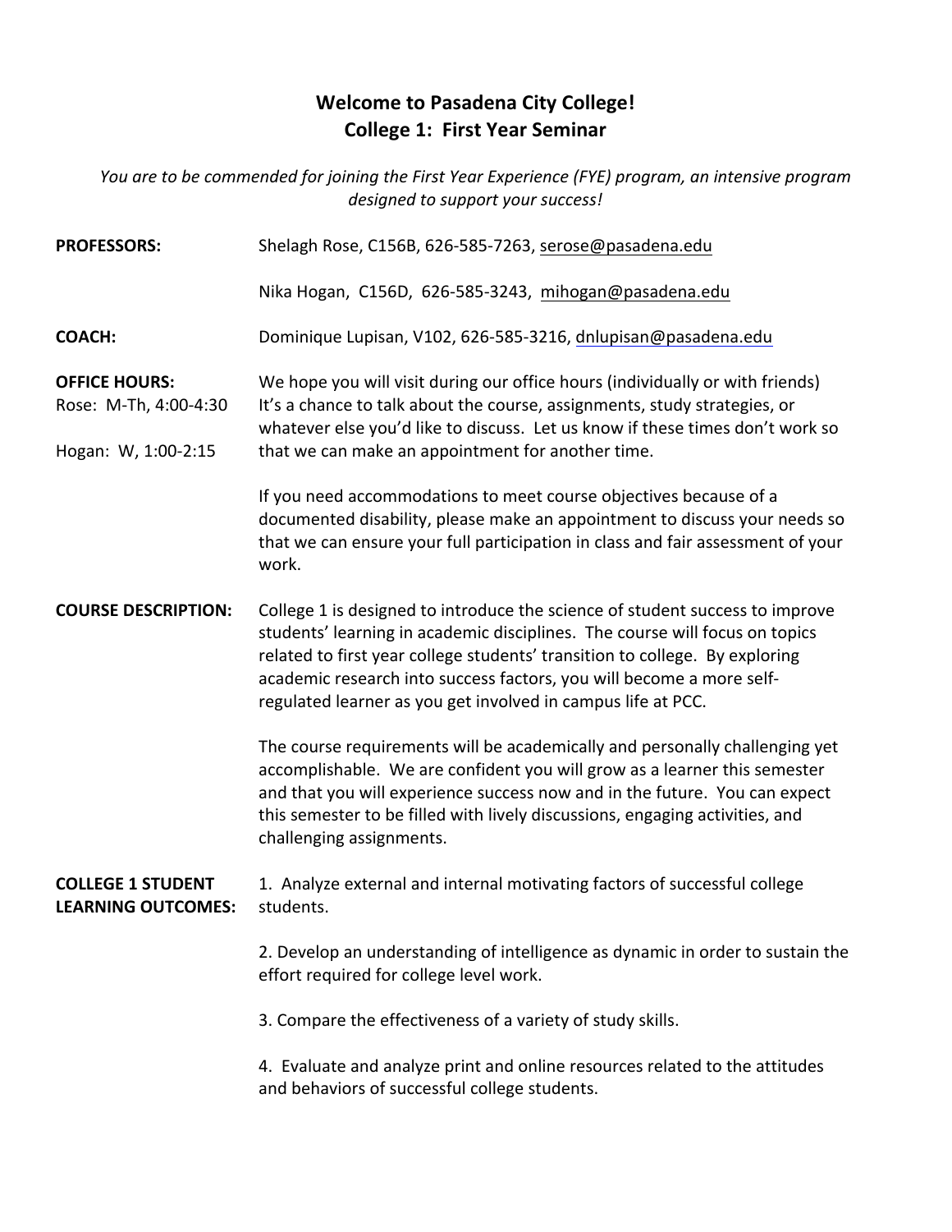# Welcome to Pasadena City College!
## College 1: First Year Seminar

*You are to be commended for joining the First Year Experience (FYE) program, an intensive program designed to support your success!*

**PROFESSORS:** Shelagh Rose, C156B, 626-585-7263, serose@pasadena.edu

Nika Hogan, C156D, 626-585-3243, mihogan@pasadena.edu

**COACH:** Dominique Lupisan, V102, 626-585-3216, dnlupisan@pasadena.edu

**OFFICE HOURS:**
Rose: M-Th, 4:00-4:30
Hogan: W, 1:00-2:15

We hope you will visit during our office hours (individually or with friends) It's a chance to talk about the course, assignments, study strategies, or whatever else you'd like to discuss. Let us know if these times don't work so that we can make an appointment for another time.

If you need accommodations to meet course objectives because of a documented disability, please make an appointment to discuss your needs so that we can ensure your full participation in class and fair assessment of your work.

**COURSE DESCRIPTION:** College 1 is designed to introduce the science of student success to improve students' learning in academic disciplines. The course will focus on topics related to first year college students' transition to college. By exploring academic research into success factors, you will become a more self-regulated learner as you get involved in campus life at PCC.

The course requirements will be academically and personally challenging yet accomplishable. We are confident you will grow as a learner this semester and that you will experience success now and in the future. You can expect this semester to be filled with lively discussions, engaging activities, and challenging assignments.

**COLLEGE 1 STUDENT LEARNING OUTCOMES:**

1. Analyze external and internal motivating factors of successful college students.

2. Develop an understanding of intelligence as dynamic in order to sustain the effort required for college level work.

3. Compare the effectiveness of a variety of study skills.

4. Evaluate and analyze print and online resources related to the attitudes and behaviors of successful college students.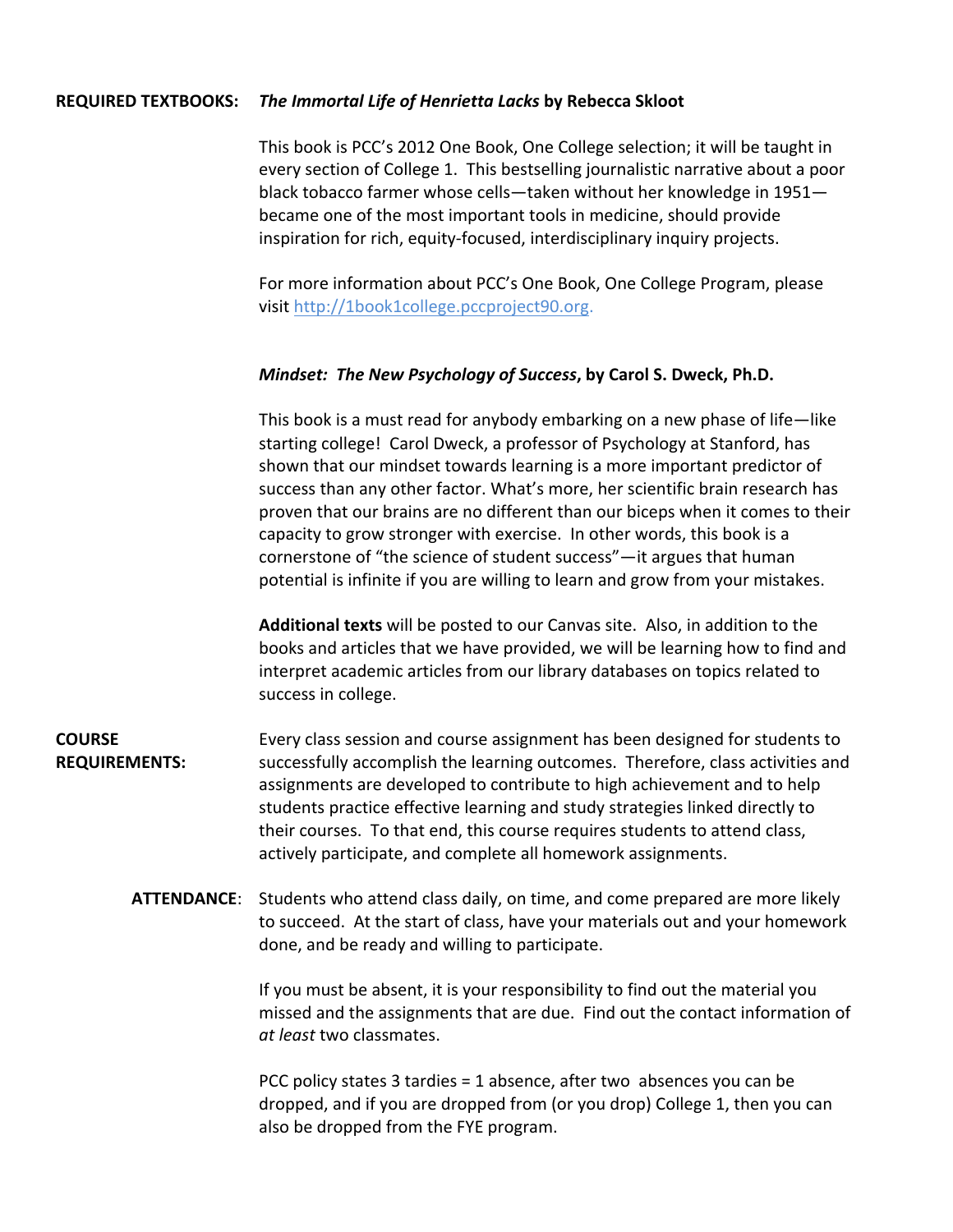**REQUIRED TEXTBOOKS:** ***The Immortal Life of Henrietta Lacks*** **by Rebecca Skloot**

This book is PCC's 2012 One Book, One College selection; it will be taught in every section of College 1. This bestselling journalistic narrative about a poor black tobacco farmer whose cells—taken without her knowledge in 1951—became one of the most important tools in medicine, should provide inspiration for rich, equity-focused, interdisciplinary inquiry projects.

For more information about PCC's One Book, One College Program, please visit [http://1book1college.pccproject90.org](http://1book1college.pccproject90.org).

***Mindset: The New Psychology of Success*****, by Carol S. Dweck, Ph.D.**

This book is a must read for anybody embarking on a new phase of life—like starting college! Carol Dweck, a professor of Psychology at Stanford, has shown that our mindset towards learning is a more important predictor of success than any other factor. What's more, her scientific brain research has proven that our brains are no different than our biceps when it comes to their capacity to grow stronger with exercise. In other words, this book is a cornerstone of "the science of student success"—it argues that human potential is infinite if you are willing to learn and grow from your mistakes.

**Additional texts** will be posted to our Canvas site. Also, in addition to the books and articles that we have provided, we will be learning how to find and interpret academic articles from our library databases on topics related to success in college.

**COURSE REQUIREMENTS:** Every class session and course assignment has been designed for students to successfully accomplish the learning outcomes. Therefore, class activities and assignments are developed to contribute to high achievement and to help students practice effective learning and study strategies linked directly to their courses. To that end, this course requires students to attend class, actively participate, and complete all homework assignments.

**ATTENDANCE**: Students who attend class daily, on time, and come prepared are more likely to succeed. At the start of class, have your materials out and your homework done, and be ready and willing to participate.

If you must be absent, it is your responsibility to find out the material you missed and the assignments that are due. Find out the contact information of *at least* two classmates.

PCC policy states 3 tardies = 1 absence, after two absences you can be dropped, and if you are dropped from (or you drop) College 1, then you can also be dropped from the FYE program.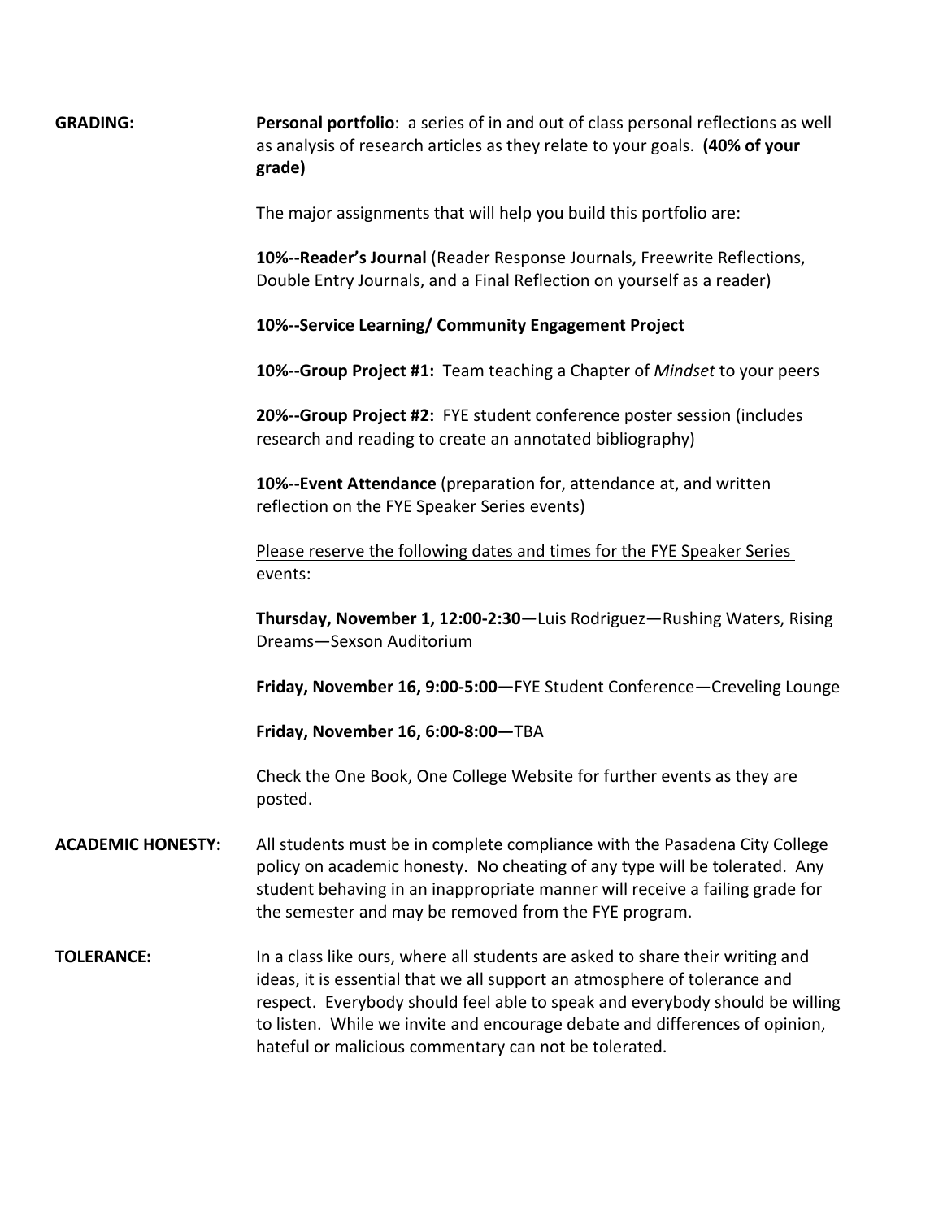**GRADING:**

**Personal portfolio**: a series of in and out of class personal reflections as well as analysis of research articles as they relate to your goals. **(40% of your grade)**

The major assignments that will help you build this portfolio are:

**10%--Reader's Journal** (Reader Response Journals, Freewrite Reflections, Double Entry Journals, and a Final Reflection on yourself as a reader)

**10%--Service Learning/ Community Engagement Project**

**10%--Group Project #1:** Team teaching a Chapter of *Mindset* to your peers

**20%--Group Project #2:** FYE student conference poster session (includes research and reading to create an annotated bibliography)

**10%--Event Attendance** (preparation for, attendance at, and written reflection on the FYE Speaker Series events)

Please reserve the following dates and times for the FYE Speaker Series events:

**Thursday, November 1, 12:00-2:30**—Luis Rodriguez—Rushing Waters, Rising Dreams—Sexson Auditorium

**Friday, November 16, 9:00-5:00—**FYE Student Conference—Creveling Lounge

**Friday, November 16, 6:00-8:00—**TBA

Check the One Book, One College Website for further events as they are posted.

**ACADEMIC HONESTY:**

All students must be in complete compliance with the Pasadena City College policy on academic honesty. No cheating of any type will be tolerated. Any student behaving in an inappropriate manner will receive a failing grade for the semester and may be removed from the FYE program.

**TOLERANCE:**

In a class like ours, where all students are asked to share their writing and ideas, it is essential that we all support an atmosphere of tolerance and respect. Everybody should feel able to speak and everybody should be willing to listen. While we invite and encourage debate and differences of opinion, hateful or malicious commentary can not be tolerated.